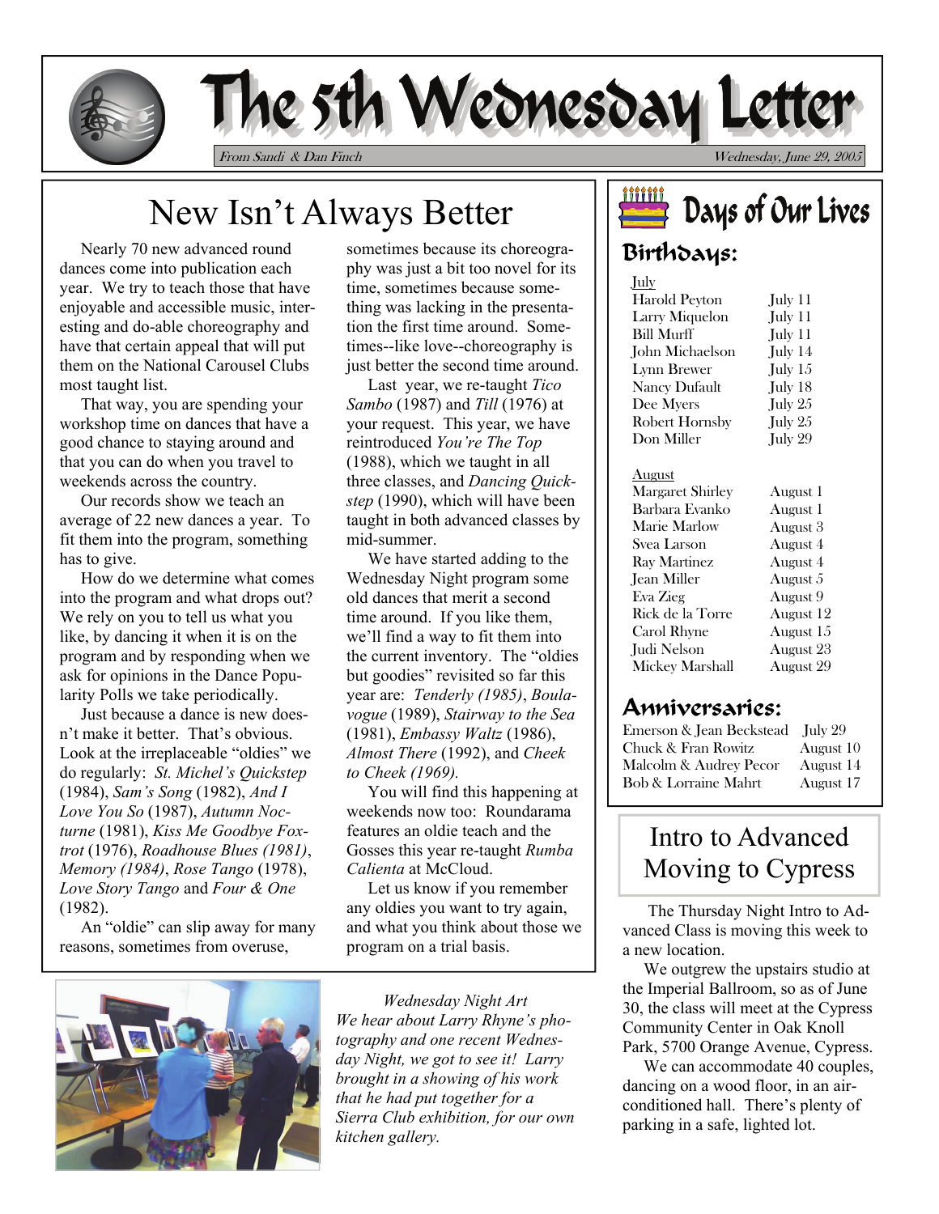# The 5th Wednesday Letter

From Sandi & Dan Finch — Wednesday, June 29, 2005

## New Isn't Always Better

Nearly 70 new advanced round dances come into publication each year. We try to teach those that have enjoyable and accessible music, interesting and do-able choreography and have that certain appeal that will put them on the National Carousel Clubs most taught list.

That way, you are spending your workshop time on dances that have a good chance to staying around and that you can do when you travel to weekends across the country.

Our records show we teach an average of 22 new dances a year. To fit them into the program, something has to give.

How do we determine what comes into the program and what drops out? We rely on you to tell us what you like, by dancing it when it is on the program and by responding when we ask for opinions in the Dance Popularity Polls we take periodically.

Just because a dance is new doesn't make it better. That's obvious. Look at the irreplaceable "oldies" we do regularly: *St. Michel's Quickstep* (1984), *Sam's Song* (1982), *And I Love You So* (1987), *Autumn Nocturne* (1981), *Kiss Me Goodbye Foxtrot* (1976), *Roadhouse Blues (1981)*, *Memory (1984)*, *Rose Tango* (1978), *Love Story Tango* and *Four & One* (1982).

An "oldie" can slip away for many reasons, sometimes from overuse, sometimes because its choreography was just a bit too novel for its time, sometimes because something was lacking in the presentation the first time around. Sometimes--like love--choreography is just better the second time around.

Last year, we re-taught *Tico Sambo* (1987) and *Till* (1976) at your request. This year, we have reintroduced *You're The Top* (1988), which we taught in all three classes, and *Dancing Quickstep* (1990), which will have been taught in both advanced classes by mid-summer.

We have started adding to the Wednesday Night program some old dances that merit a second time around. If you like them, we'll find a way to fit them into the current inventory. The "oldies but goodies" revisited so far this year are: *Tenderly (1985)*, *Boulavogue* (1989), *Stairway to the Sea* (1981), *Embassy Waltz* (1986), *Almost There* (1992), and *Cheek to Cheek (1969).*

You will find this happening at weekends now too: Roundarama features an oldie teach and the Gosses this year re-taught *Rumba Calienta* at McCloud.

Let us know if you remember any oldies you want to try again, and what you think about those we program on a trial basis.

*Wednesday Night Art*
*We hear about Larry Rhyne's photography and one recent Wednesday Night, we got to see it! Larry brought in a showing of his work that he had put together for a Sierra Club exhibition, for our own kitchen gallery.*

## Days of Our Lives

### Birthdays:

July

| | |
|---|---|
| Harold Peyton | July 11 |
| Larry Miquelon | July 11 |
| Bill Murff | July 11 |
| John Michaelson | July 14 |
| Lynn Brewer | July 15 |
| Nancy Dufault | July 18 |
| Dee Myers | July 25 |
| Robert Hornsby | July 25 |
| Don Miller | July 29 |

August

| | |
|---|---|
| Margaret Shirley | August 1 |
| Barbara Evanko | August 1 |
| Marie Marlow | August 3 |
| Svea Larson | August 4 |
| Ray Martinez | August 4 |
| Jean Miller | August 5 |
| Eva Zieg | August 9 |
| Rick de la Torre | August 12 |
| Carol Rhyne | August 15 |
| Judi Nelson | August 23 |
| Mickey Marshall | August 29 |

### Anniversaries:

| | |
|---|---|
| Emerson & Jean Beckstead | July 29 |
| Chuck & Fran Rowitz | August 10 |
| Malcolm & Audrey Pecor | August 14 |
| Bob & Lorraine Mahrt | August 17 |

## Intro to Advanced Moving to Cypress

The Thursday Night Intro to Advanced Class is moving this week to a new location.

We outgrew the upstairs studio at the Imperial Ballroom, so as of June 30, the class will meet at the Cypress Community Center in Oak Knoll Park, 5700 Orange Avenue, Cypress.

We can accommodate 40 couples, dancing on a wood floor, in an air-conditioned hall. There's plenty of parking in a safe, lighted lot.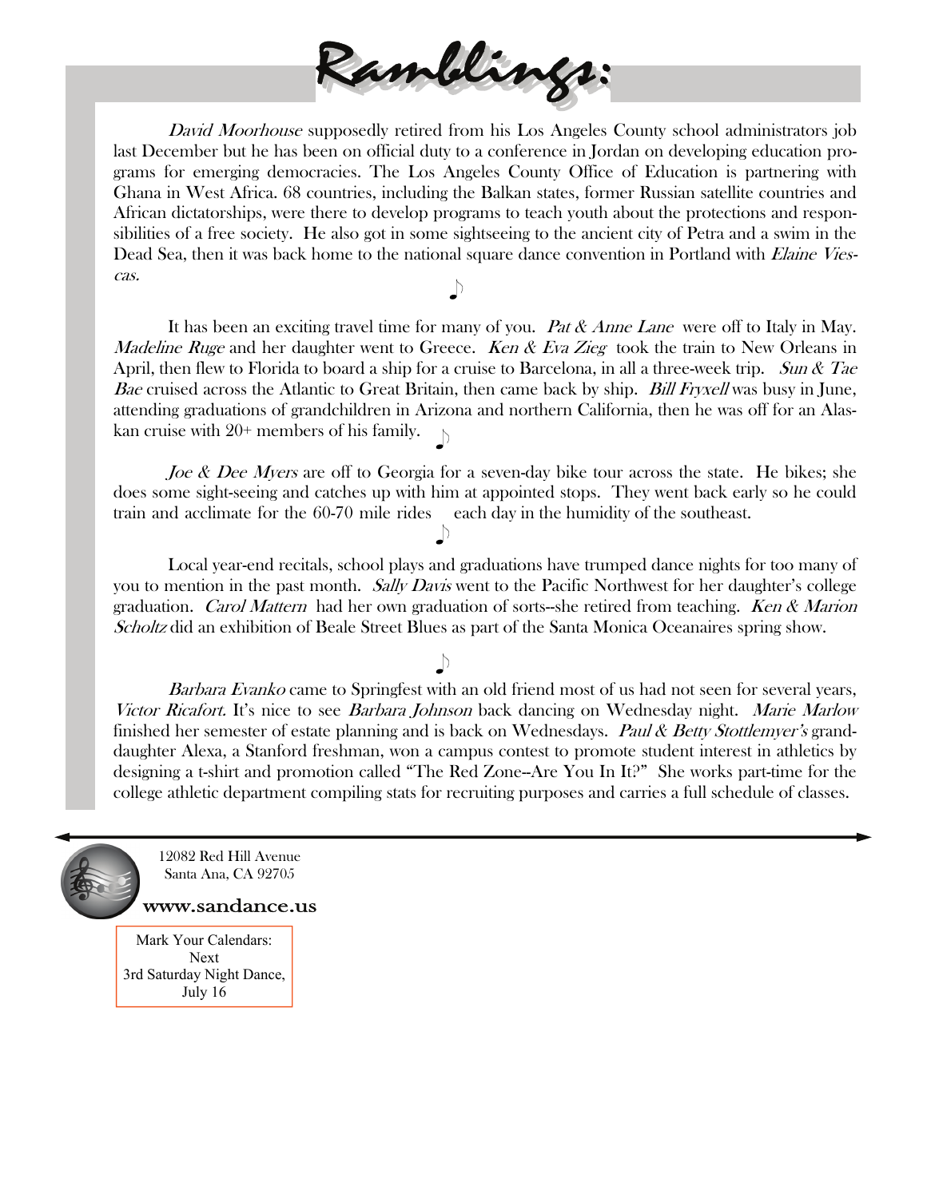# Ramblings:

*David Moorhouse* supposedly retired from his Los Angeles County school administrators job last December but he has been on official duty to a conference in Jordan on developing education programs for emerging democracies. The Los Angeles County Office of Education is partnering with Ghana in West Africa. 68 countries, including the Balkan states, former Russian satellite countries and African dictatorships, were there to develop programs to teach youth about the protections and responsibilities of a free society. He also got in some sightseeing to the ancient city of Petra and a swim in the Dead Sea, then it was back home to the national square dance convention in Portland with *Elaine Viescas.*

♪

It has been an exciting travel time for many of you. *Pat & Anne Lane* were off to Italy in May. *Madeline Ruge* and her daughter went to Greece. *Ken & Eva Zieg* took the train to New Orleans in April, then flew to Florida to board a ship for a cruise to Barcelona, in all a three-week trip. *Sun & Tae Bae* cruised across the Atlantic to Great Britain, then came back by ship. *Bill Fryxell* was busy in June, attending graduations of grandchildren in Arizona and northern California, then he was off for an Alaskan cruise with 20+ members of his family.

♪

*Joe & Dee Myers* are off to Georgia for a seven-day bike tour across the state. He bikes; she does some sight-seeing and catches up with him at appointed stops. They went back early so he could train and acclimate for the 60-70 mile rides each day in the humidity of the southeast.

♪

Local year-end recitals, school plays and graduations have trumped dance nights for too many of you to mention in the past month. *Sally Davis* went to the Pacific Northwest for her daughter's college graduation. *Carol Mattern* had her own graduation of sorts--she retired from teaching. *Ken & Marion Scholtz* did an exhibition of Beale Street Blues as part of the Santa Monica Oceanaires spring show.

♪

*Barbara Evanko* came to Springfest with an old friend most of us had not seen for several years, *Victor Ricafort.* It's nice to see *Barbara Johnson* back dancing on Wednesday night. *Marie Marlow* finished her semester of estate planning and is back on Wednesdays. *Paul & Betty Stottlemyer's* granddaughter Alexa, a Stanford freshman, won a campus contest to promote student interest in athletics by designing a t-shirt and promotion called "The Red Zone--Are You In It?" She works part-time for the college athletic department compiling stats for recruiting purposes and carries a full schedule of classes.

---

12082 Red Hill Avenue
Santa Ana, CA 92705

www.sandance.us

Mark Your Calendars:
Next
3rd Saturday Night Dance,
July 16